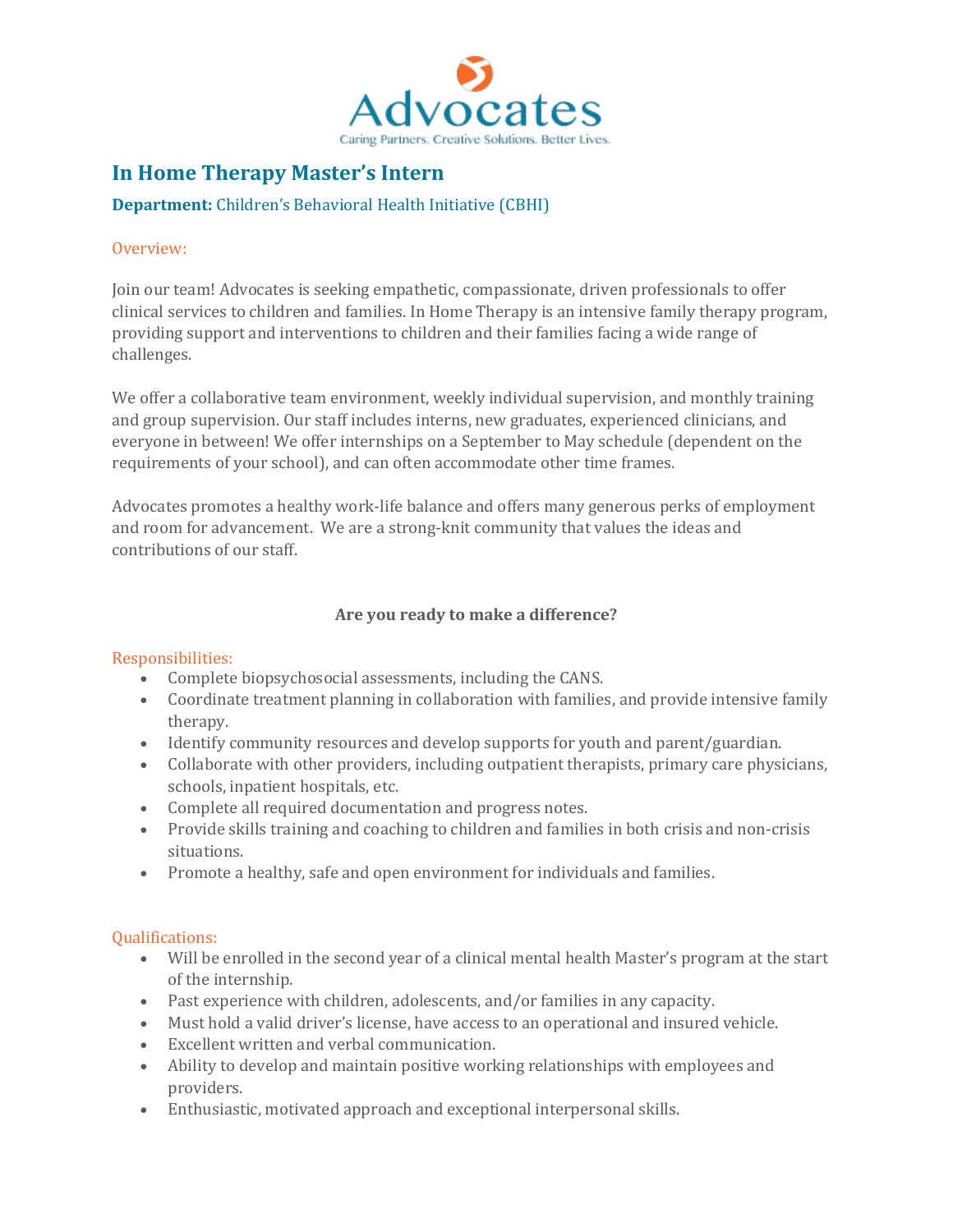Advocates

Caring Partners. Creative Solutions. Better Lives.

# In Home Therapy Master's Intern

**Department:** Children's Behavioral Health Initiative (CBHI)

## Overview:

Join our team! Advocates is seeking empathetic, compassionate, driven professionals to offer clinical services to children and families. In Home Therapy is an intensive family therapy program, providing support and interventions to children and their families facing a wide range of challenges.

We offer a collaborative team environment, weekly individual supervision, and monthly training and group supervision. Our staff includes interns, new graduates, experienced clinicians, and everyone in between! We offer internships on a September to May schedule (dependent on the requirements of your school), and can often accommodate other time frames.

Advocates promotes a healthy work-life balance and offers many generous perks of employment and room for advancement. We are a strong-knit community that values the ideas and contributions of our staff.

**Are you ready to make a difference?**

## Responsibilities:

- Complete biopsychosocial assessments, including the CANS.
- Coordinate treatment planning in collaboration with families, and provide intensive family therapy.
- Identify community resources and develop supports for youth and parent/guardian.
- Collaborate with other providers, including outpatient therapists, primary care physicians, schools, inpatient hospitals, etc.
- Complete all required documentation and progress notes.
- Provide skills training and coaching to children and families in both crisis and non-crisis situations.
- Promote a healthy, safe and open environment for individuals and families.

## Qualifications:

- Will be enrolled in the second year of a clinical mental health Master's program at the start of the internship.
- Past experience with children, adolescents, and/or families in any capacity.
- Must hold a valid driver's license, have access to an operational and insured vehicle.
- Excellent written and verbal communication.
- Ability to develop and maintain positive working relationships with employees and providers.
- Enthusiastic, motivated approach and exceptional interpersonal skills.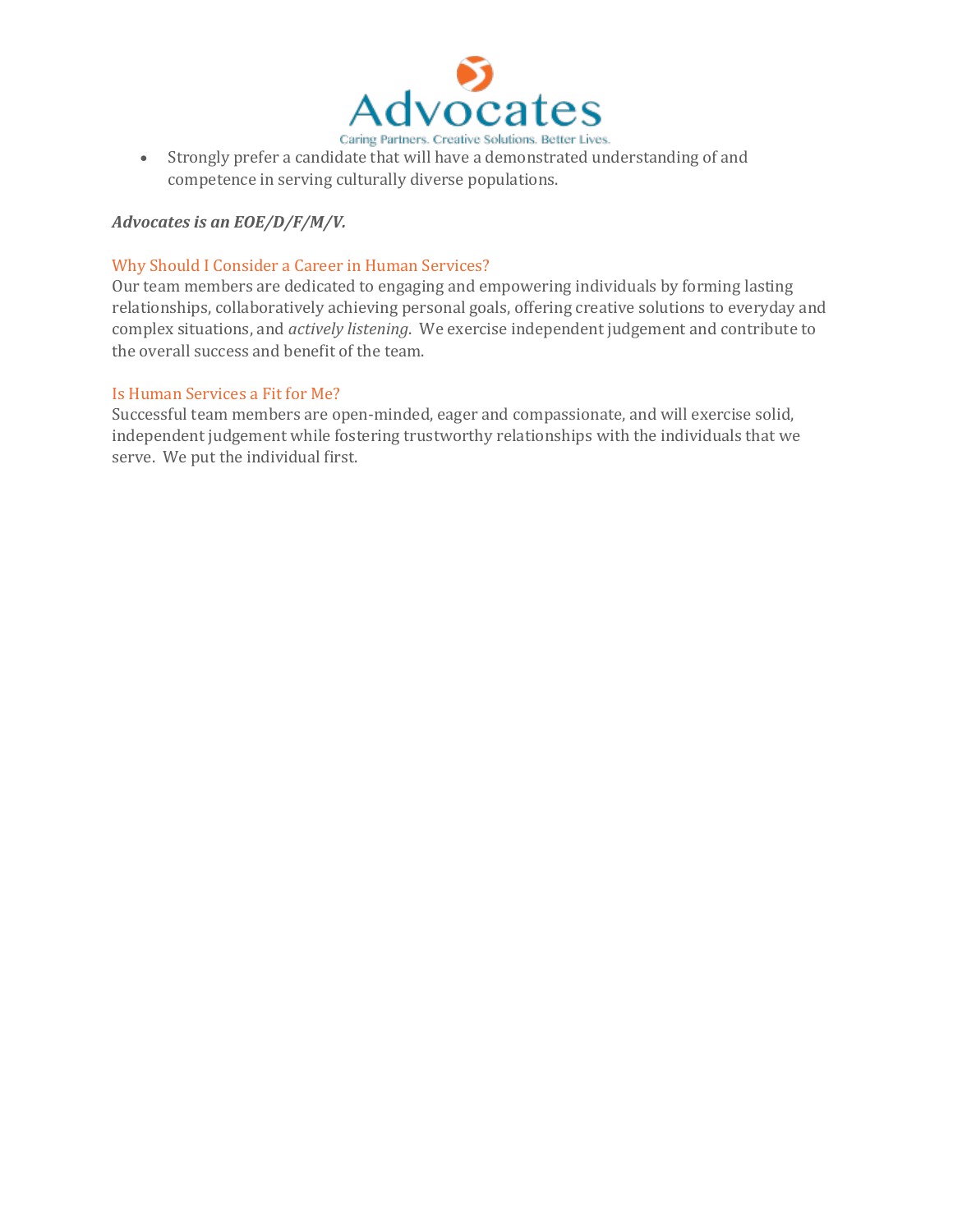- Strongly prefer a candidate that will have a demonstrated understanding of and competence in serving culturally diverse populations.

***Advocates is an EOE/D/F/M/V.***

## Why Should I Consider a Career in Human Services?

Our team members are dedicated to engaging and empowering individuals by forming lasting relationships, collaboratively achieving personal goals, offering creative solutions to everyday and complex situations, and *actively listening*. We exercise independent judgement and contribute to the overall success and benefit of the team.

## Is Human Services a Fit for Me?

Successful team members are open-minded, eager and compassionate, and will exercise solid, independent judgement while fostering trustworthy relationships with the individuals that we serve. We put the individual first.